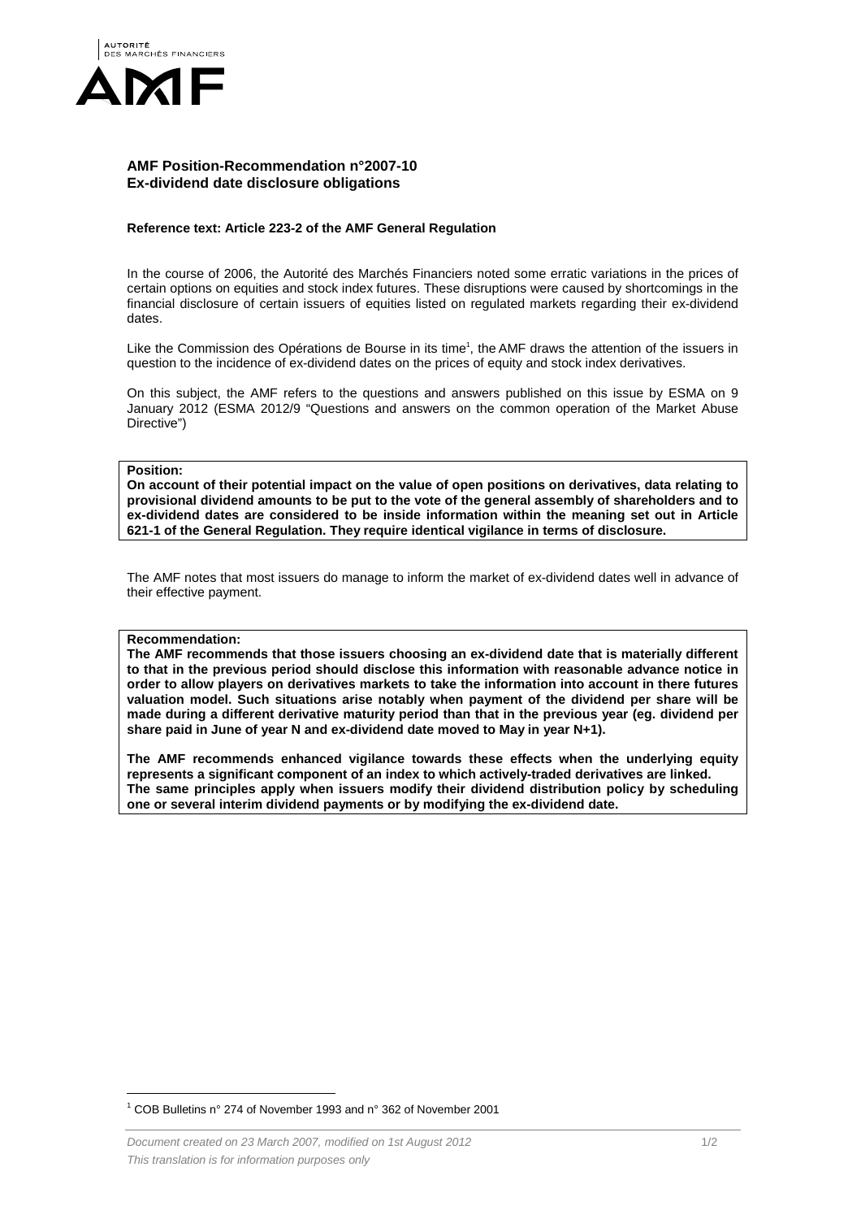# AMF Position-Recommendation n°2007-10
## Ex-dividend date disclosure obligations

**Reference text: Article 223-2 of the AMF General Regulation**

In the course of 2006, the Autorité des Marchés Financiers noted some erratic variations in the prices of certain options on equities and stock index futures. These disruptions were caused by shortcomings in the financial disclosure of certain issuers of equities listed on regulated markets regarding their ex-dividend dates.

Like the Commission des Opérations de Bourse in its time[1], the AMF draws the attention of the issuers in question to the incidence of ex-dividend dates on the prices of equity and stock index derivatives.

On this subject, the AMF refers to the questions and answers published on this issue by ESMA on 9 January 2012 (ESMA 2012/9 "Questions and answers on the common operation of the Market Abuse Directive")

**Position:**
**On account of their potential impact on the value of open positions on derivatives, data relating to provisional dividend amounts to be put to the vote of the general assembly of shareholders and to ex-dividend dates are considered to be inside information within the meaning set out in Article 621-1 of the General Regulation. They require identical vigilance in terms of disclosure.**

The AMF notes that most issuers do manage to inform the market of ex-dividend dates well in advance of their effective payment.

**Recommendation:**
**The AMF recommends that those issuers choosing an ex-dividend date that is materially different to that in the previous period should disclose this information with reasonable advance notice in order to allow players on derivatives markets to take the information into account in there futures valuation model. Such situations arise notably when payment of the dividend per share will be made during a different derivative maturity period than that in the previous year (eg. dividend per share paid in June of year N and ex-dividend date moved to May in year N+1).**

**The AMF recommends enhanced vigilance towards these effects when the underlying equity represents a significant component of an index to which actively-traded derivatives are linked.**
**The same principles apply when issuers modify their dividend distribution policy by scheduling one or several interim dividend payments or by modifying the ex-dividend date.**

[1] COB Bulletins n° 274 of November 1993 and n° 362 of November 2001

*Document created on 23 March 2007, modified on 1st August 2012*
*This translation is for information purposes only*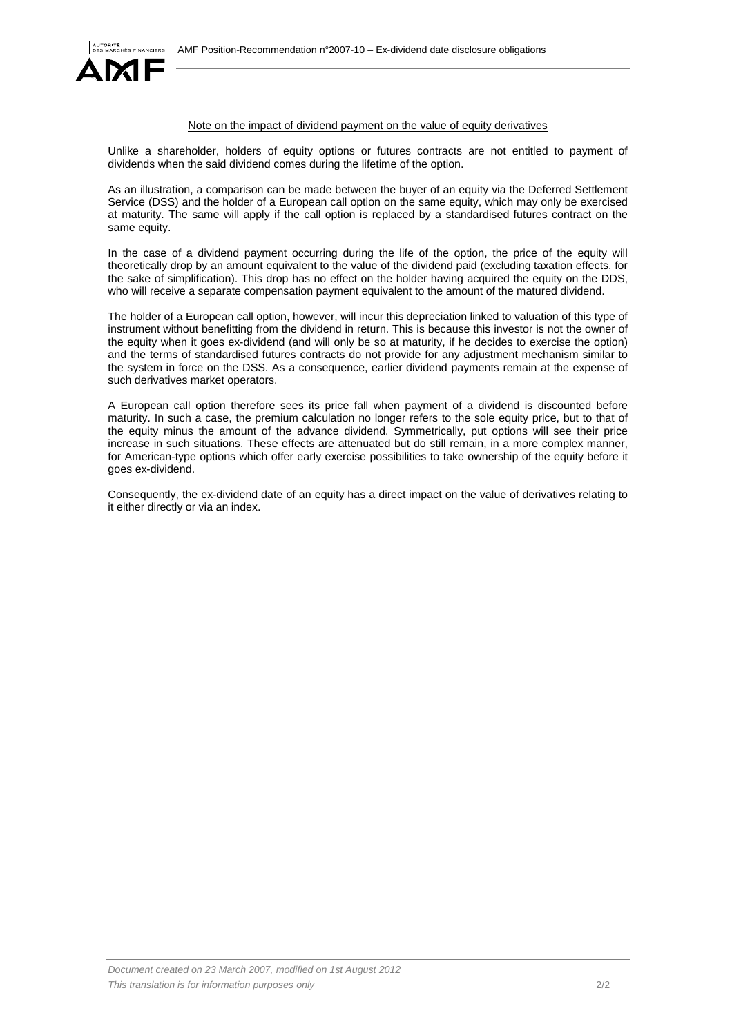Note on the impact of dividend payment on the value of equity derivatives

Unlike a shareholder, holders of equity options or futures contracts are not entitled to payment of dividends when the said dividend comes during the lifetime of the option.

As an illustration, a comparison can be made between the buyer of an equity via the Deferred Settlement Service (DSS) and the holder of a European call option on the same equity, which may only be exercised at maturity. The same will apply if the call option is replaced by a standardised futures contract on the same equity.

In the case of a dividend payment occurring during the life of the option, the price of the equity will theoretically drop by an amount equivalent to the value of the dividend paid (excluding taxation effects, for the sake of simplification). This drop has no effect on the holder having acquired the equity on the DDS, who will receive a separate compensation payment equivalent to the amount of the matured dividend.

The holder of a European call option, however, will incur this depreciation linked to valuation of this type of instrument without benefitting from the dividend in return. This is because this investor is not the owner of the equity when it goes ex-dividend (and will only be so at maturity, if he decides to exercise the option) and the terms of standardised futures contracts do not provide for any adjustment mechanism similar to the system in force on the DSS. As a consequence, earlier dividend payments remain at the expense of such derivatives market operators.

A European call option therefore sees its price fall when payment of a dividend is discounted before maturity. In such a case, the premium calculation no longer refers to the sole equity price, but to that of the equity minus the amount of the advance dividend. Symmetrically, put options will see their price increase in such situations. These effects are attenuated but do still remain, in a more complex manner, for American-type options which offer early exercise possibilities to take ownership of the equity before it goes ex-dividend.

Consequently, the ex-dividend date of an equity has a direct impact on the value of derivatives relating to it either directly or via an index.

*Document created on 23 March 2007, modified on 1st August 2012*
*This translation is for information purposes only*